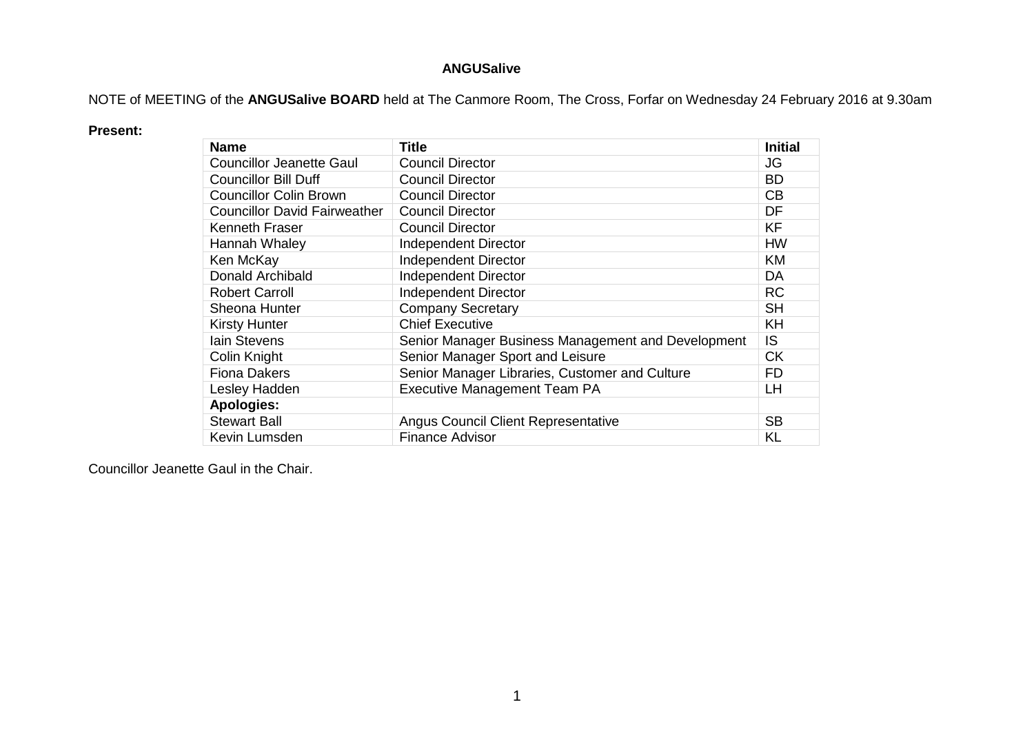# ANGUSalive

NOTE of MEETING of the **ANGUSalive BOARD** held at The Canmore Room, The Cross, Forfar on Wednesday 24 February 2016 at 9.30am

**Present:**

| Name | Title | Initial |
|---|---|---|
| Councillor Jeanette Gaul | Council Director | JG |
| Councillor Bill Duff | Council Director | BD |
| Councillor Colin Brown | Council Director | CB |
| Councillor David Fairweather | Council Director | DF |
| Kenneth Fraser | Council Director | KF |
| Hannah Whaley | Independent Director | HW |
| Ken McKay | Independent Director | KM |
| Donald Archibald | Independent Director | DA |
| Robert Carroll | Independent Director | RC |
| Sheona Hunter | Company Secretary | SH |
| Kirsty Hunter | Chief Executive | KH |
| Iain Stevens | Senior Manager Business Management and Development | IS |
| Colin Knight | Senior Manager Sport and Leisure | CK |
| Fiona Dakers | Senior Manager Libraries, Customer and Culture | FD |
| Lesley Hadden | Executive Management Team PA | LH |
| **Apologies:** | | |
| Stewart Ball | Angus Council Client Representative | SB |
| Kevin Lumsden | Finance Advisor | KL |

Councillor Jeanette Gaul in the Chair.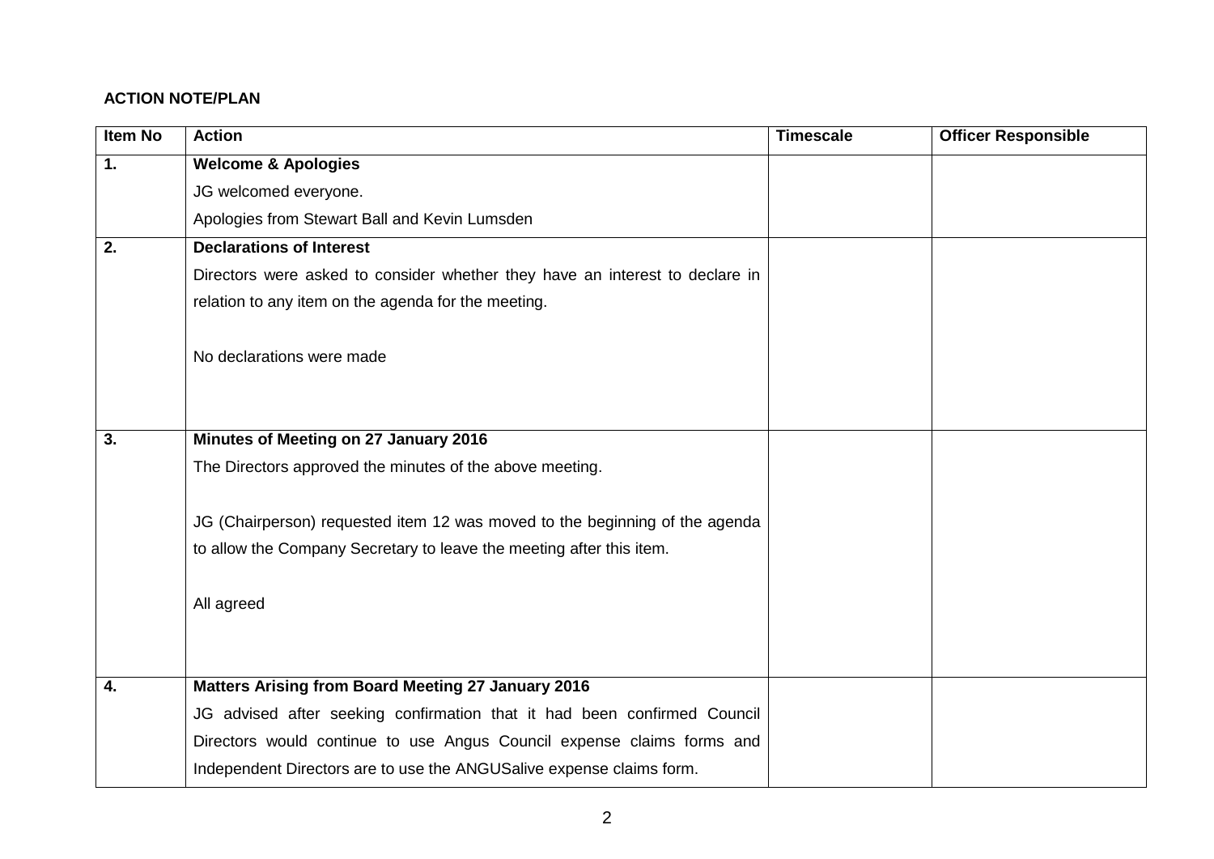**ACTION NOTE/PLAN**

| Item No | Action | Timescale | Officer Responsible |
|---|---|---|---|
| 1. | **Welcome & Apologies**<br>JG welcomed everyone.<br>Apologies from Stewart Ball and Kevin Lumsden | | |
| 2. | **Declarations of Interest**<br>Directors were asked to consider whether they have an interest to declare in relation to any item on the agenda for the meeting.<br><br>No declarations were made | | |
| 3. | **Minutes of Meeting on 27 January 2016**<br>The Directors approved the minutes of the above meeting.<br><br>JG (Chairperson) requested item 12 was moved to the beginning of the agenda to allow the Company Secretary to leave the meeting after this item.<br><br>All agreed | | |
| 4. | **Matters Arising from Board Meeting 27 January 2016**<br>JG advised after seeking confirmation that it had been confirmed Council Directors would continue to use Angus Council expense claims forms and Independent Directors are to use the ANGUSalive expense claims form. | | |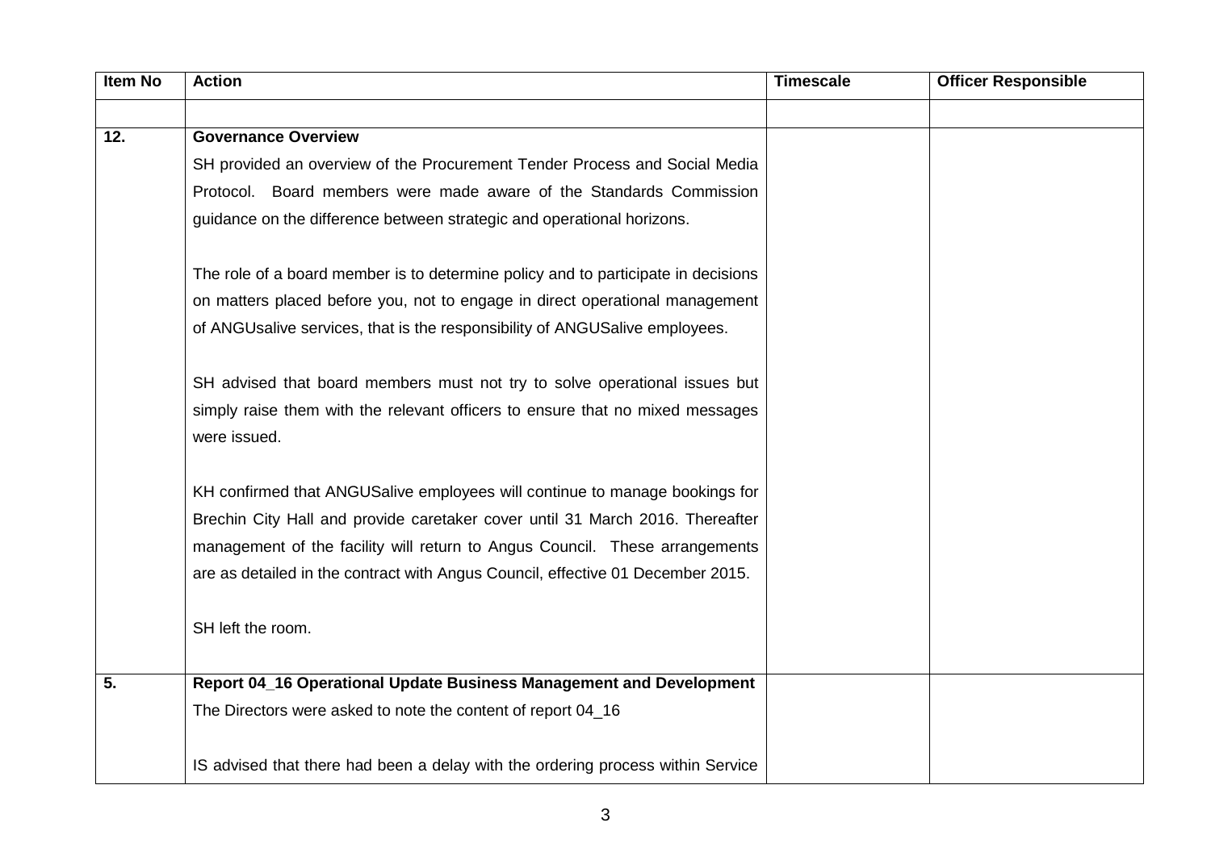| Item No | Action | Timescale | Officer Responsible |
|---|---|---|---|
| | | | |
| 12. | **Governance Overview**<br>SH provided an overview of the Procurement Tender Process and Social Media Protocol. Board members were made aware of the Standards Commission guidance on the difference between strategic and operational horizons.<br><br>The role of a board member is to determine policy and to participate in decisions on matters placed before you, not to engage in direct operational management of ANGUsalive services, that is the responsibility of ANGUSalive employees.<br><br>SH advised that board members must not try to solve operational issues but simply raise them with the relevant officers to ensure that no mixed messages were issued.<br><br>KH confirmed that ANGUSalive employees will continue to manage bookings for Brechin City Hall and provide caretaker cover until 31 March 2016. Thereafter management of the facility will return to Angus Council. These arrangements are as detailed in the contract with Angus Council, effective 01 December 2015.<br><br>SH left the room. | | |
| 5. | **Report 04_16 Operational Update Business Management and Development**<br>The Directors were asked to note the content of report 04_16<br><br>IS advised that there had been a delay with the ordering process within Service | | |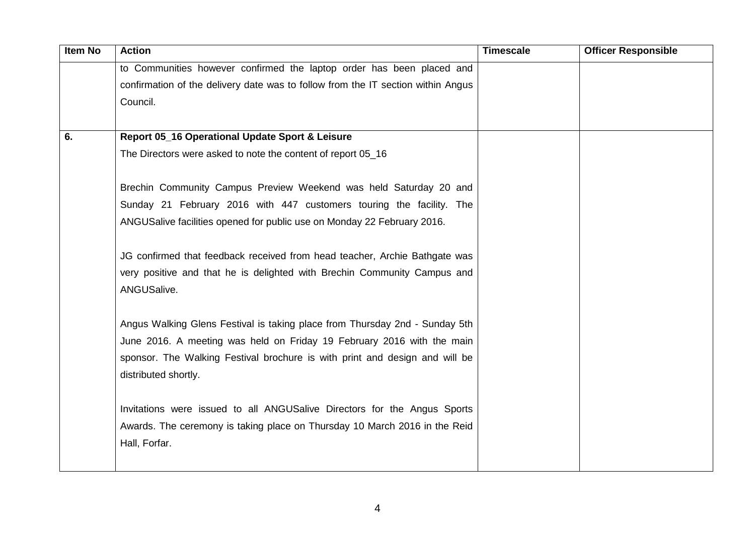| Item No | Action | Timescale | Officer Responsible |
| --- | --- | --- | --- |
| | to Communities however confirmed the laptop order has been placed and confirmation of the delivery date was to follow from the IT section within Angus Council. | | |
| **6.** | **Report 05_16 Operational Update Sport & Leisure**<br>The Directors were asked to note the content of report 05_16<br><br>Brechin Community Campus Preview Weekend was held Saturday 20 and Sunday 21 February 2016 with 447 customers touring the facility. The ANGUSalive facilities opened for public use on Monday 22 February 2016.<br><br>JG confirmed that feedback received from head teacher, Archie Bathgate was very positive and that he is delighted with Brechin Community Campus and ANGUSalive.<br><br>Angus Walking Glens Festival is taking place from Thursday 2nd - Sunday 5th June 2016. A meeting was held on Friday 19 February 2016 with the main sponsor. The Walking Festival brochure is with print and design and will be distributed shortly.<br><br>Invitations were issued to all ANGUSalive Directors for the Angus Sports Awards. The ceremony is taking place on Thursday 10 March 2016 in the Reid Hall, Forfar. | | |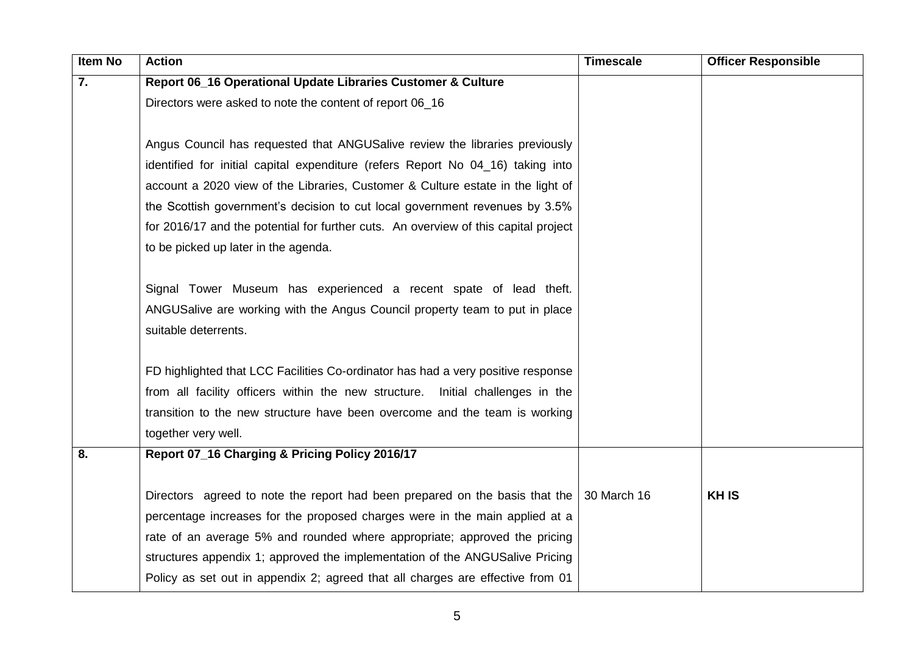| Item No | Action | Timescale | Officer Responsible |
|---|---|---|---|
| **7.** | **Report 06_16 Operational Update Libraries Customer & Culture** | | |
| | Directors were asked to note the content of report 06_16 | | |
| | Angus Council has requested that ANGUSalive review the libraries previously identified for initial capital expenditure (refers Report No 04_16) taking into account a 2020 view of the Libraries, Customer & Culture estate in the light of the Scottish government's decision to cut local government revenues by 3.5% for 2016/17 and the potential for further cuts. An overview of this capital project to be picked up later in the agenda. | | |
| | Signal Tower Museum has experienced a recent spate of lead theft. ANGUSalive are working with the Angus Council property team to put in place suitable deterrents. | | |
| | FD highlighted that LCC Facilities Co-ordinator has had a very positive response from all facility officers within the new structure. Initial challenges in the transition to the new structure have been overcome and the team is working together very well. | | |
| **8.** | **Report 07_16 Charging & Pricing Policy 2016/17** | | |
| | Directors agreed to note the report had been prepared on the basis that the percentage increases for the proposed charges were in the main applied at a rate of an average 5% and rounded where appropriate; approved the pricing structures appendix 1; approved the implementation of the ANGUSalive Pricing Policy as set out in appendix 2; agreed that all charges are effective from 01 | 30 March 16 | **KH IS** |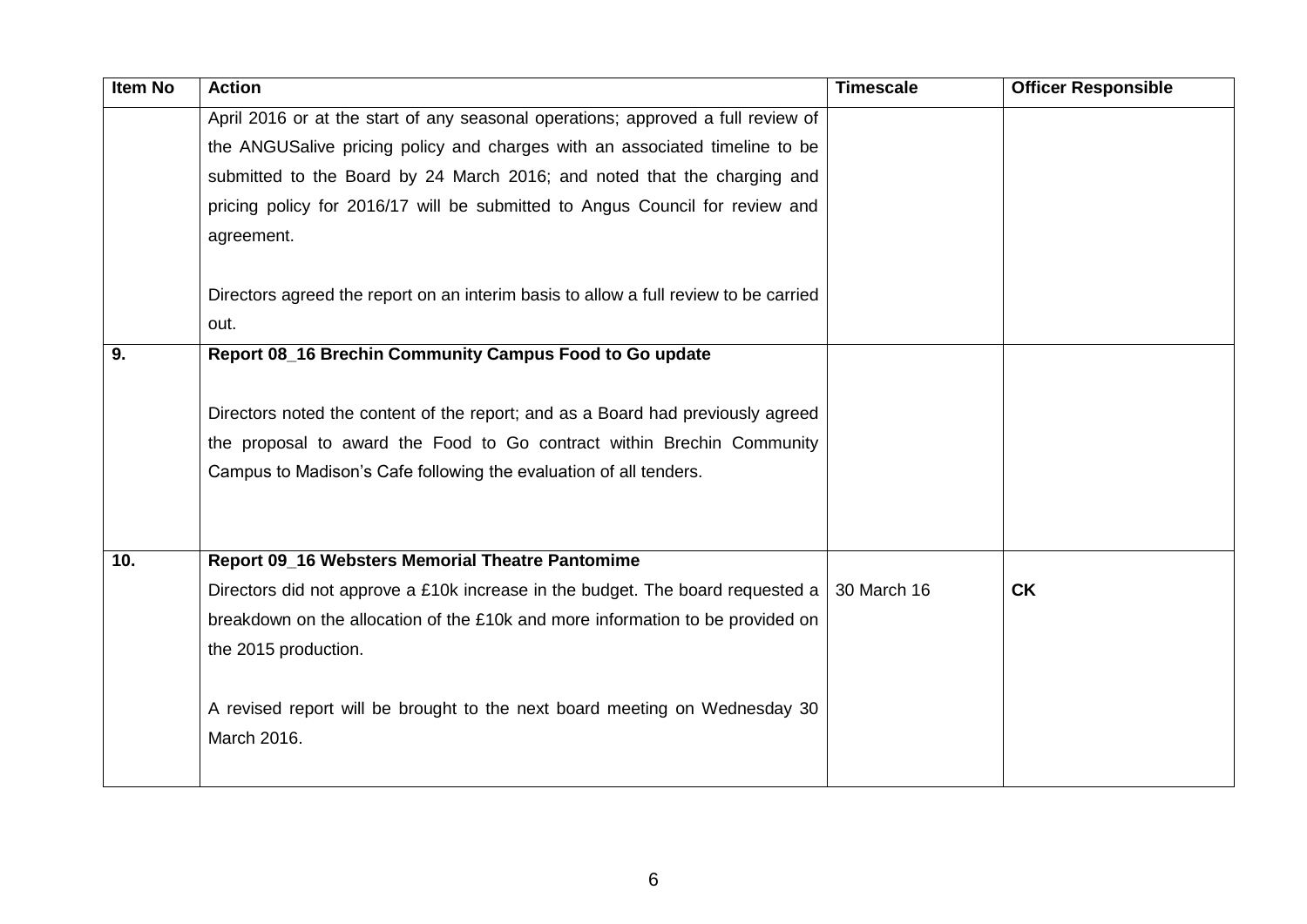| Item No | Action | Timescale | Officer Responsible |
|---|---|---|---|
| | April 2016 or at the start of any seasonal operations; approved a full review of the ANGUSalive pricing policy and charges with an associated timeline to be submitted to the Board by 24 March 2016; and noted that the charging and pricing policy for 2016/17 will be submitted to Angus Council for review and agreement.<br><br>Directors agreed the report on an interim basis to allow a full review to be carried out. | | |
| **9.** | **Report 08_16 Brechin Community Campus Food to Go update**<br><br>Directors noted the content of the report; and as a Board had previously agreed the proposal to award the Food to Go contract within Brechin Community Campus to Madison's Cafe following the evaluation of all tenders. | | |
| **10.** | **Report 09_16 Websters Memorial Theatre Pantomime**<br>Directors did not approve a £10k increase in the budget. The board requested a breakdown on the allocation of the £10k and more information to be provided on the 2015 production.<br><br>A revised report will be brought to the next board meeting on Wednesday 30 March 2016. | 30 March 16 | **CK** |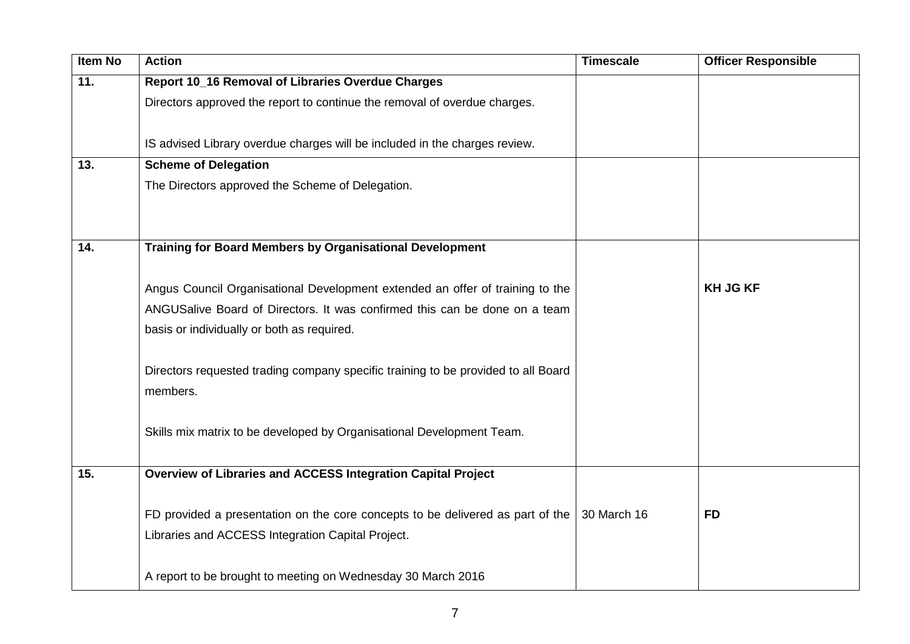| Item No | Action | Timescale | Officer Responsible |
|---|---|---|---|
| 11. | **Report 10_16 Removal of Libraries Overdue Charges**<br>Directors approved the report to continue the removal of overdue charges.<br><br>IS advised Library overdue charges will be included in the charges review. | | |
| 13. | **Scheme of Delegation**<br>The Directors approved the Scheme of Delegation. | | |
| 14. | **Training for Board Members by Organisational Development**<br><br>Angus Council Organisational Development extended an offer of training to the ANGUSalive Board of Directors. It was confirmed this can be done on a team basis or individually or both as required.<br><br>Directors requested trading company specific training to be provided to all Board members.<br><br>Skills mix matrix to be developed by Organisational Development Team. | | **KH JG KF** |
| 15. | **Overview of Libraries and ACCESS Integration Capital Project**<br><br>FD provided a presentation on the core concepts to be delivered as part of the Libraries and ACCESS Integration Capital Project.<br><br>A report to be brought to meeting on Wednesday 30 March 2016 | 30 March 16 | **FD** |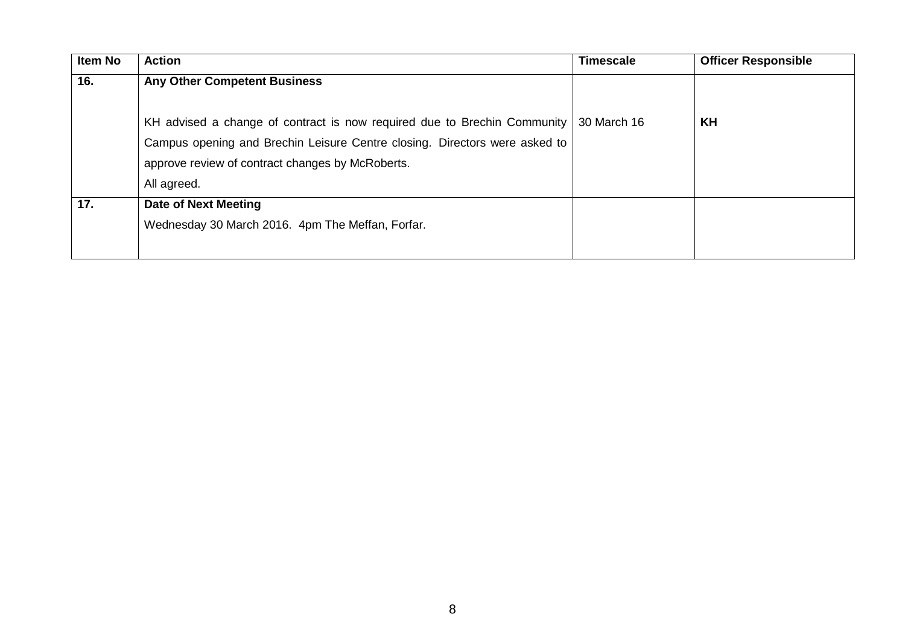| Item No | Action | Timescale | Officer Responsible |
|---|---|---|---|
| **16.** | **Any Other Competent Business**<br><br>KH advised a change of contract is now required due to Brechin Community Campus opening and Brechin Leisure Centre closing. Directors were asked to approve review of contract changes by McRoberts.<br>All agreed. | 30 March 16 | **KH** |
| **17.** | **Date of Next Meeting**<br>Wednesday 30 March 2016. 4pm The Meffan, Forfar. | | |